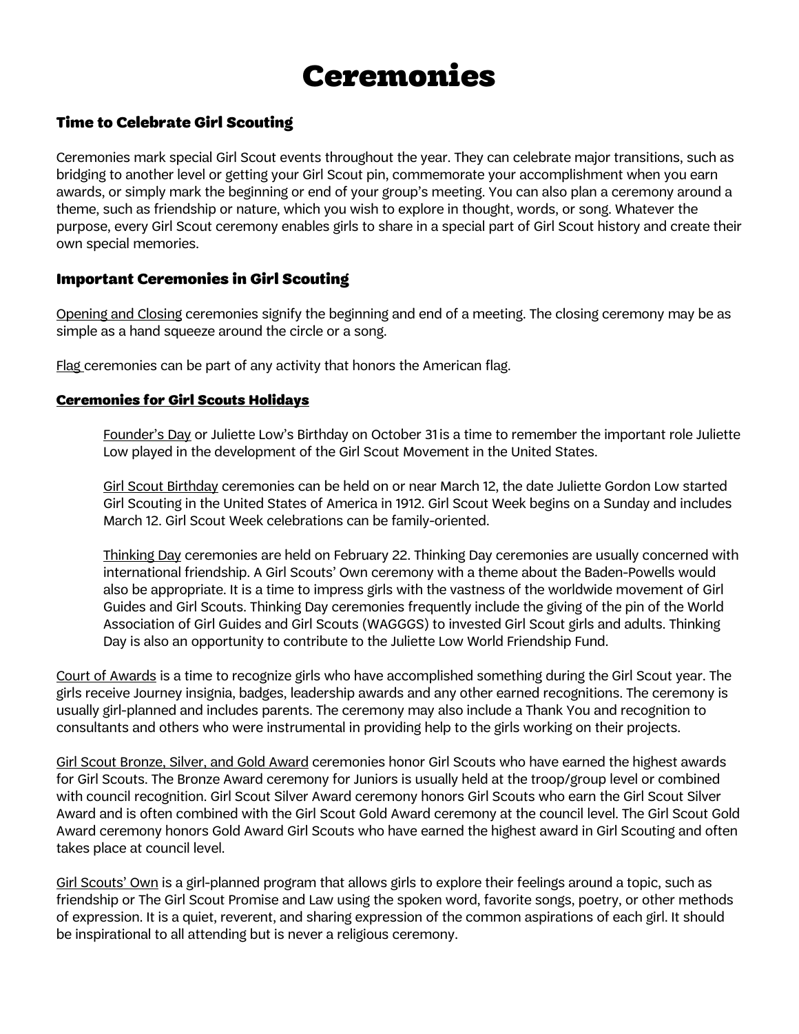# Ceremonies

## Time to Celebrate Girl Scouting

Ceremonies mark special Girl Scout events throughout the year. They can celebrate major transitions, such as bridging to another level or getting your Girl Scout pin, commemorate your accomplishment when you earn awards, or simply mark the beginning or end of your group's meeting. You can also plan a ceremony around a theme, such as friendship or nature, which you wish to explore in thought, words, or song. Whatever the purpose, every Girl Scout ceremony enables girls to share in a special part of Girl Scout history and create their own special memories.

## Important Ceremonies in Girl Scouting

Opening and Closing ceremonies signify the beginning and end of a meeting. The closing ceremony may be as simple as a hand squeeze around the circle or a song.

Flag ceremonies can be part of any activity that honors the American flag.

### Ceremonies for Girl Scouts Holidays

Founder's Day or Juliette Low's Birthday on October 31 is a time to remember the important role Juliette Low played in the development of the Girl Scout Movement in the United States.

Girl Scout Birthday ceremonies can be held on or near March 12, the date Juliette Gordon Low started Girl Scouting in the United States of America in 1912. Girl Scout Week begins on a Sunday and includes March 12. Girl Scout Week celebrations can be family-oriented.

Thinking Day ceremonies are held on February 22. Thinking Day ceremonies are usually concerned with international friendship. A Girl Scouts' Own ceremony with a theme about the Baden-Powells would also be appropriate. It is a time to impress girls with the vastness of the worldwide movement of Girl Guides and Girl Scouts. Thinking Day ceremonies frequently include the giving of the pin of the World Association of Girl Guides and Girl Scouts (WAGGGS) to invested Girl Scout girls and adults. Thinking Day is also an opportunity to contribute to the Juliette Low World Friendship Fund.

Court of Awards is a time to recognize girls who have accomplished something during the Girl Scout year. The girls receive Journey insignia, badges, leadership awards and any other earned recognitions. The ceremony is usually girl-planned and includes parents. The ceremony may also include a Thank You and recognition to consultants and others who were instrumental in providing help to the girls working on their projects.

Girl Scout Bronze, Silver, and Gold Award ceremonies honor Girl Scouts who have earned the highest awards for Girl Scouts. The Bronze Award ceremony for Juniors is usually held at the troop/group level or combined with council recognition. Girl Scout Silver Award ceremony honors Girl Scouts who earn the Girl Scout Silver Award and is often combined with the Girl Scout Gold Award ceremony at the council level. The Girl Scout Gold Award ceremony honors Gold Award Girl Scouts who have earned the highest award in Girl Scouting and often takes place at council level.

Girl Scouts' Own is a girl-planned program that allows girls to explore their feelings around a topic, such as friendship or The Girl Scout Promise and Law using the spoken word, favorite songs, poetry, or other methods of expression. It is a quiet, reverent, and sharing expression of the common aspirations of each girl. It should be inspirational to all attending but is never a religious ceremony.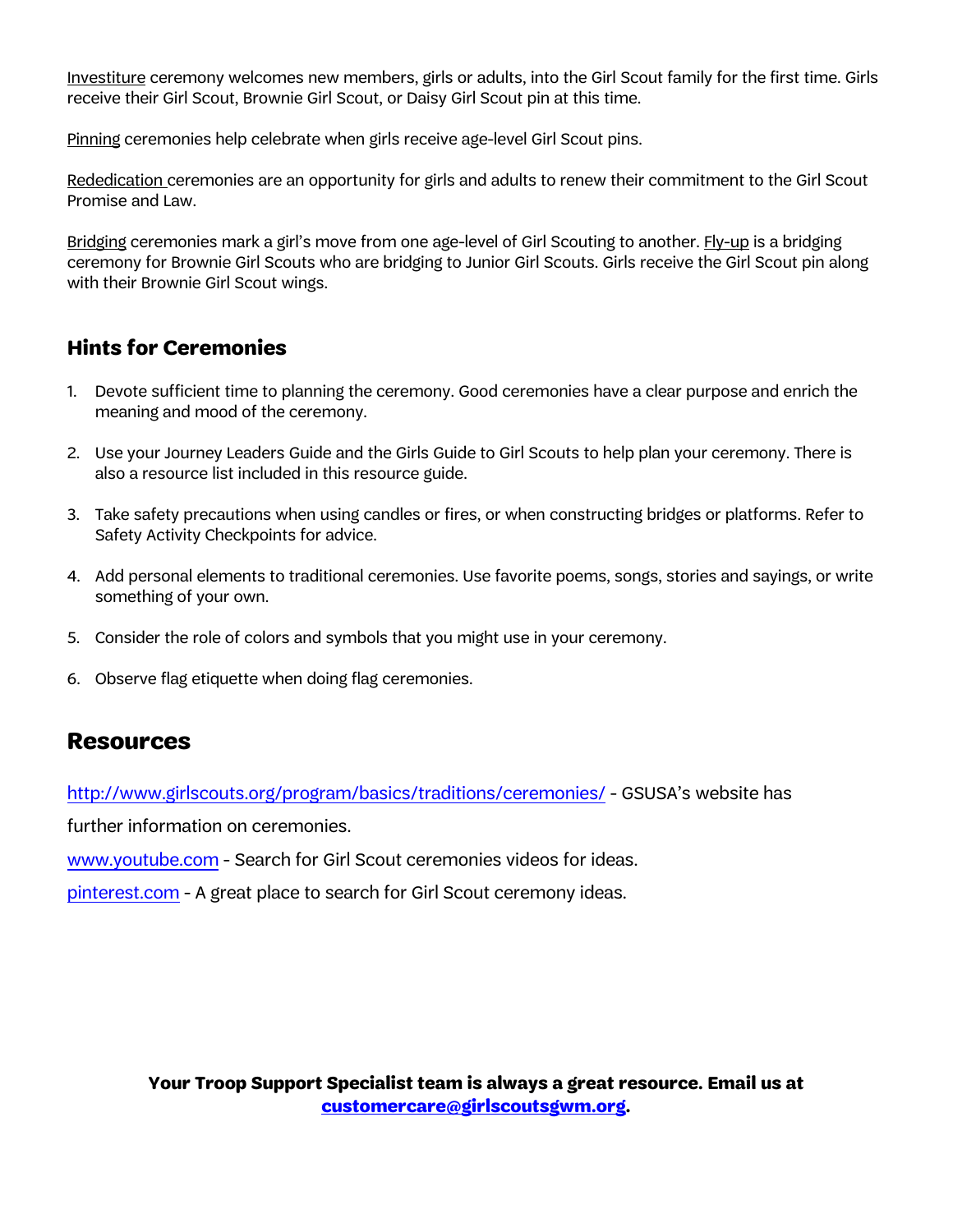Investiture ceremony welcomes new members, girls or adults, into the Girl Scout family for the first time. Girls receive their Girl Scout, Brownie Girl Scout, or Daisy Girl Scout pin at this time.

Pinning ceremonies help celebrate when girls receive age-level Girl Scout pins.

Rededication ceremonies are an opportunity for girls and adults to renew their commitment to the Girl Scout Promise and Law.

Bridging ceremonies mark a girl's move from one age-level of Girl Scouting to another. Fly-up is a bridging ceremony for Brownie Girl Scouts who are bridging to Junior Girl Scouts. Girls receive the Girl Scout pin along with their Brownie Girl Scout wings.

## Hints for Ceremonies

1. Devote sufficient time to planning the ceremony. Good ceremonies have a clear purpose and enrich the meaning and mood of the ceremony.

2. Use your Journey Leaders Guide and the Girls Guide to Girl Scouts to help plan your ceremony. There is also a resource list included in this resource guide.

3. Take safety precautions when using candles or fires, or when constructing bridges or platforms. Refer to Safety Activity Checkpoints for advice.

4. Add personal elements to traditional ceremonies. Use favorite poems, songs, stories and sayings, or write something of your own.

5. Consider the role of colors and symbols that you might use in your ceremony.

6. Observe flag etiquette when doing flag ceremonies.

## Resources

http://www.girlscouts.org/program/basics/traditions/ceremonies/ - GSUSA's website has further information on ceremonies.

www.youtube.com - Search for Girl Scout ceremonies videos for ideas.

pinterest.com - A great place to search for Girl Scout ceremony ideas.

**Your Troop Support Specialist team is always a great resource. Email us at customercare@girlscoutsgwm.org.**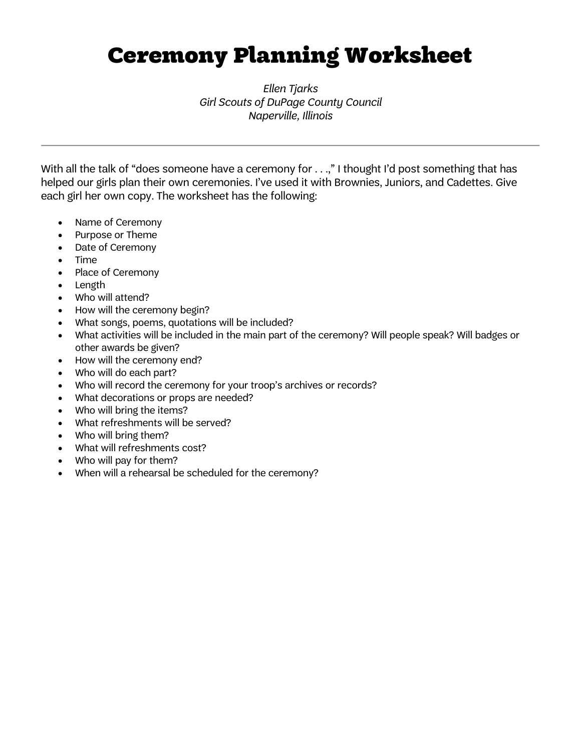# Ceremony Planning Worksheet

*Ellen Tjarks*
*Girl Scouts of DuPage County Council*
*Naperville, Illinois*

---

With all the talk of "does someone have a ceremony for . . .," I thought I'd post something that has helped our girls plan their own ceremonies. I've used it with Brownies, Juniors, and Cadettes. Give each girl her own copy. The worksheet has the following:

- Name of Ceremony
- Purpose or Theme
- Date of Ceremony
- Time
- Place of Ceremony
- Length
- Who will attend?
- How will the ceremony begin?
- What songs, poems, quotations will be included?
- What activities will be included in the main part of the ceremony? Will people speak? Will badges or other awards be given?
- How will the ceremony end?
- Who will do each part?
- Who will record the ceremony for your troop's archives or records?
- What decorations or props are needed?
- Who will bring the items?
- What refreshments will be served?
- Who will bring them?
- What will refreshments cost?
- Who will pay for them?
- When will a rehearsal be scheduled for the ceremony?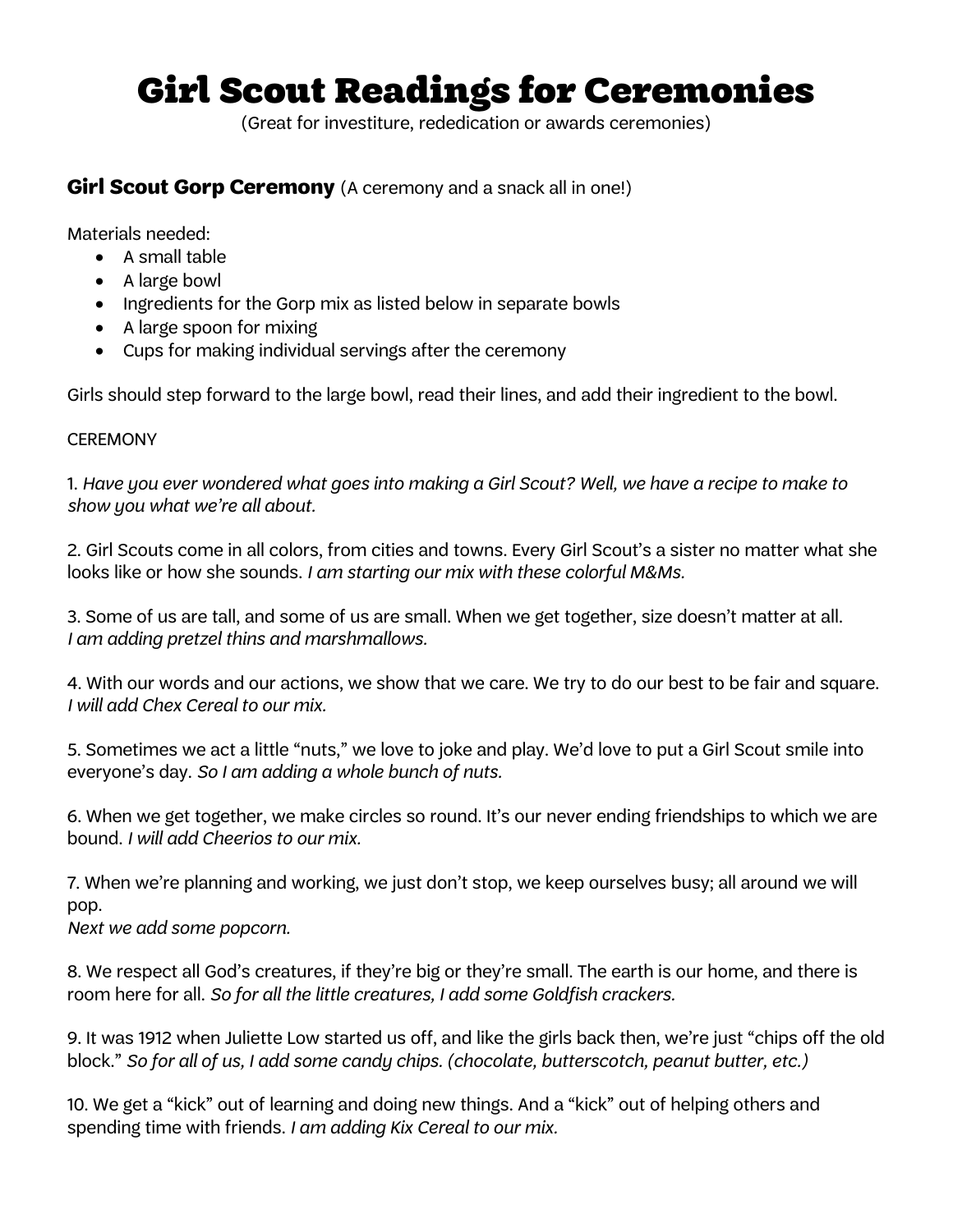# Girl Scout Readings for Ceremonies

(Great for investiture, rededication or awards ceremonies)

## Girl Scout Gorp Ceremony (A ceremony and a snack all in one!)

Materials needed:

- A small table
- A large bowl
- Ingredients for the Gorp mix as listed below in separate bowls
- A large spoon for mixing
- Cups for making individual servings after the ceremony

Girls should step forward to the large bowl, read their lines, and add their ingredient to the bowl.

CEREMONY

1. *Have you ever wondered what goes into making a Girl Scout? Well, we have a recipe to make to show you what we're all about.*

2. Girl Scouts come in all colors, from cities and towns. Every Girl Scout's a sister no matter what she looks like or how she sounds. *I am starting our mix with these colorful M&Ms.*

3. Some of us are tall, and some of us are small. When we get together, size doesn't matter at all. *I am adding pretzel thins and marshmallows.*

4. With our words and our actions, we show that we care. We try to do our best to be fair and square. *I will add Chex Cereal to our mix.*

5. Sometimes we act a little "nuts," we love to joke and play. We'd love to put a Girl Scout smile into everyone's day. *So I am adding a whole bunch of nuts.*

6. When we get together, we make circles so round. It's our never ending friendships to which we are bound. *I will add Cheerios to our mix.*

7. When we're planning and working, we just don't stop, we keep ourselves busy; all around we will pop.
*Next we add some popcorn.*

8. We respect all God's creatures, if they're big or they're small. The earth is our home, and there is room here for all. *So for all the little creatures, I add some Goldfish crackers.*

9. It was 1912 when Juliette Low started us off, and like the girls back then, we're just "chips off the old block." *So for all of us, I add some candy chips. (chocolate, butterscotch, peanut butter, etc.)*

10. We get a "kick" out of learning and doing new things. And a "kick" out of helping others and spending time with friends. *I am adding Kix Cereal to our mix.*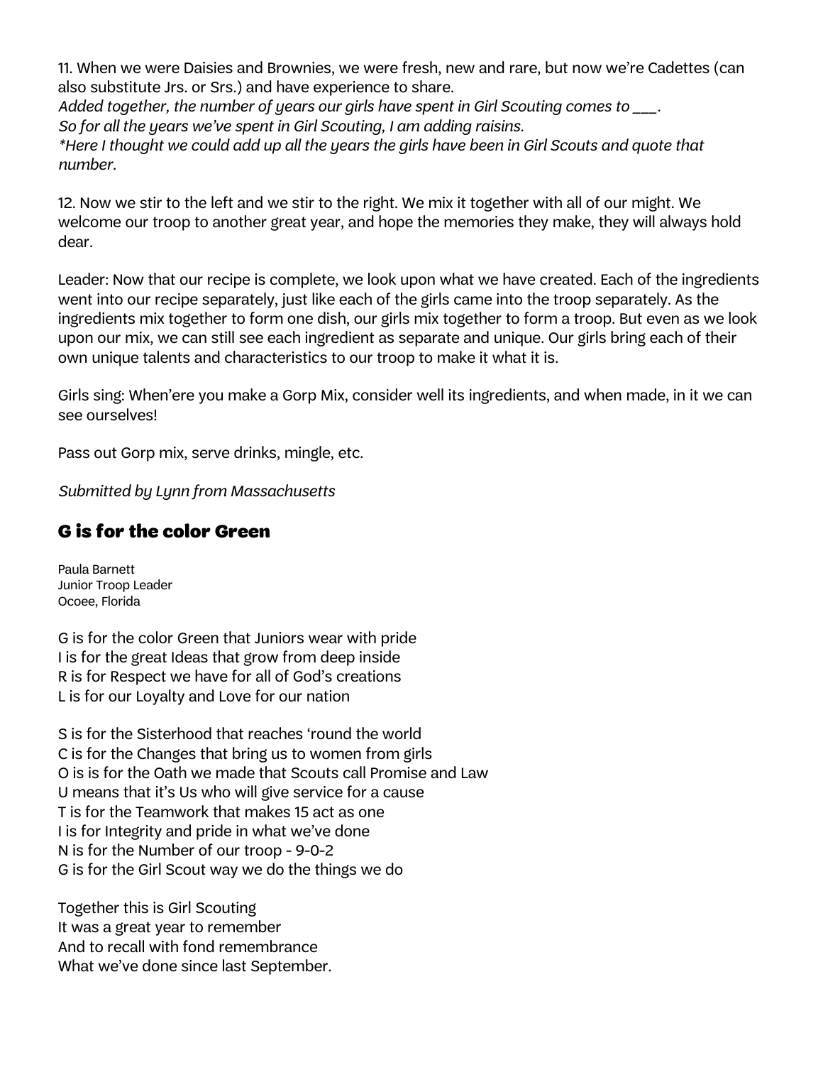11. When we were Daisies and Brownies, we were fresh, new and rare, but now we're Cadettes (can also substitute Jrs. or Srs.) and have experience to share.
*Added together, the number of years our girls have spent in Girl Scouting comes to ___.*
*So for all the years we've spent in Girl Scouting, I am adding raisins.*
*\*Here I thought we could add up all the years the girls have been in Girl Scouts and quote that number.*

12. Now we stir to the left and we stir to the right. We mix it together with all of our might. We welcome our troop to another great year, and hope the memories they make, they will always hold dear.

Leader: Now that our recipe is complete, we look upon what we have created. Each of the ingredients went into our recipe separately, just like each of the girls came into the troop separately. As the ingredients mix together to form one dish, our girls mix together to form a troop. But even as we look upon our mix, we can still see each ingredient as separate and unique. Our girls bring each of their own unique talents and characteristics to our troop to make it what it is.

Girls sing: When'ere you make a Gorp Mix, consider well its ingredients, and when made, in it we can see ourselves!

Pass out Gorp mix, serve drinks, mingle, etc.

*Submitted by Lynn from Massachusetts*

## G is for the color Green

Paula Barnett
Junior Troop Leader
Ocoee, Florida

G is for the color Green that Juniors wear with pride
I is for the great Ideas that grow from deep inside
R is for Respect we have for all of God's creations
L is for our Loyalty and Love for our nation

S is for the Sisterhood that reaches 'round the world
C is for the Changes that bring us to women from girls
O is is for the Oath we made that Scouts call Promise and Law
U means that it's Us who will give service for a cause
T is for the Teamwork that makes 15 act as one
I is for Integrity and pride in what we've done
N is for the Number of our troop - 9-0-2
G is for the Girl Scout way we do the things we do

Together this is Girl Scouting
It was a great year to remember
And to recall with fond remembrance
What we've done since last September.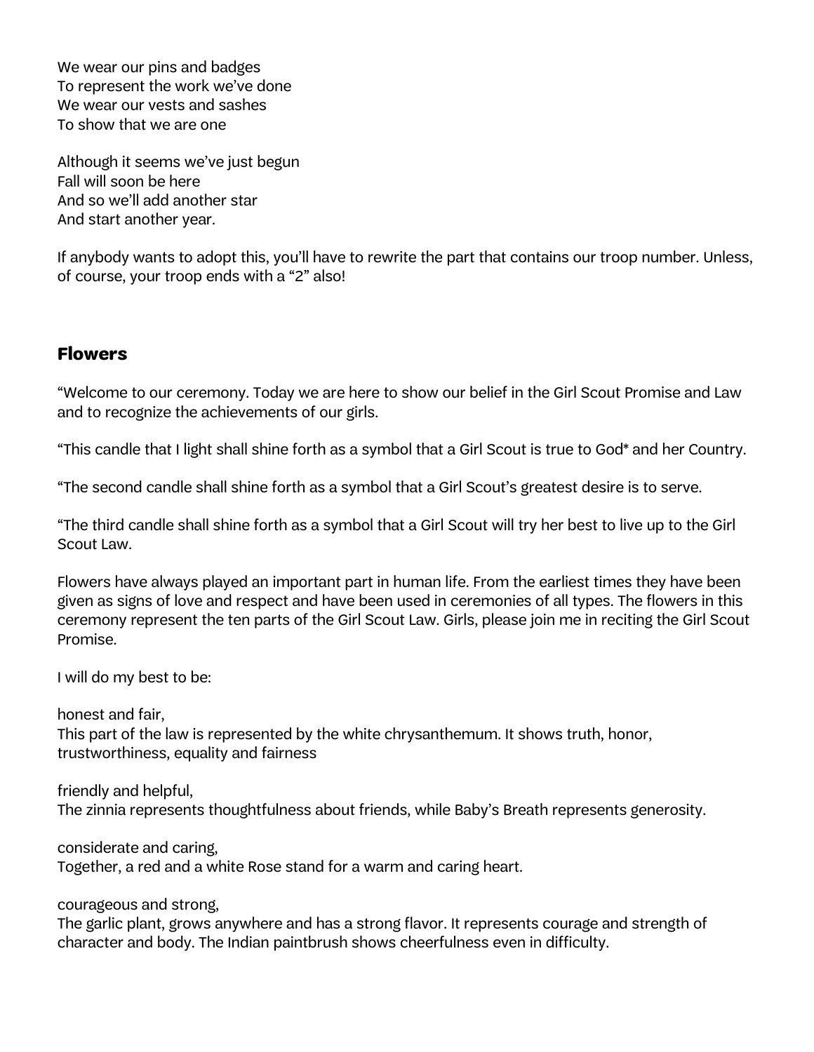We wear our pins and badges  
To represent the work we've done  
We wear our vests and sashes  
To show that we are one

Although it seems we've just begun  
Fall will soon be here  
And so we'll add another star  
And start another year.

If anybody wants to adopt this, you'll have to rewrite the part that contains our troop number. Unless, of course, your troop ends with a "2" also!

## Flowers

"Welcome to our ceremony. Today we are here to show our belief in the Girl Scout Promise and Law and to recognize the achievements of our girls.

"This candle that I light shall shine forth as a symbol that a Girl Scout is true to God* and her Country.

"The second candle shall shine forth as a symbol that a Girl Scout's greatest desire is to serve.

"The third candle shall shine forth as a symbol that a Girl Scout will try her best to live up to the Girl Scout Law.

Flowers have always played an important part in human life. From the earliest times they have been given as signs of love and respect and have been used in ceremonies of all types. The flowers in this ceremony represent the ten parts of the Girl Scout Law. Girls, please join me in reciting the Girl Scout Promise.

I will do my best to be:

honest and fair,  
This part of the law is represented by the white chrysanthemum. It shows truth, honor, trustworthiness, equality and fairness

friendly and helpful,  
The zinnia represents thoughtfulness about friends, while Baby's Breath represents generosity.

considerate and caring,  
Together, a red and a white Rose stand for a warm and caring heart.

courageous and strong,  
The garlic plant, grows anywhere and has a strong flavor. It represents courage and strength of character and body. The Indian paintbrush shows cheerfulness even in difficulty.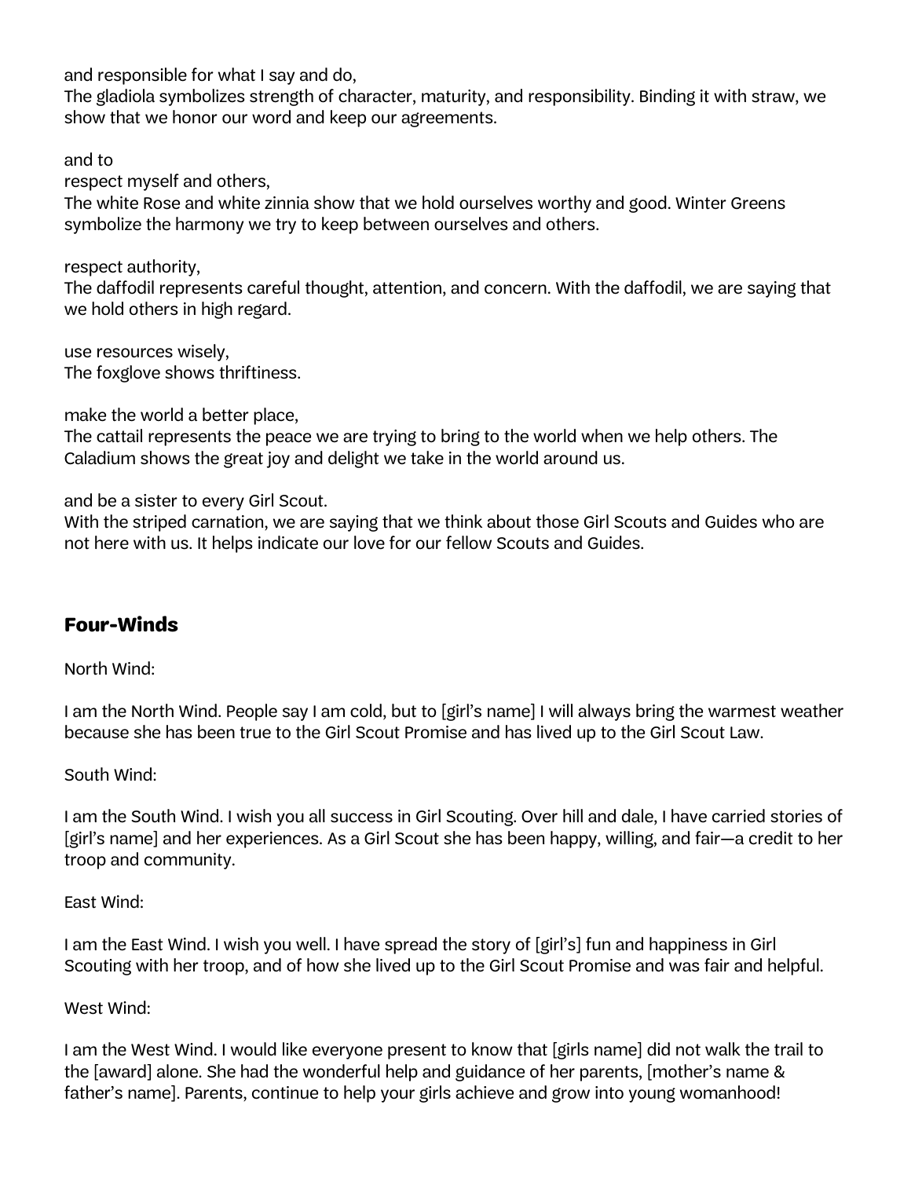and responsible for what I say and do,
The gladiola symbolizes strength of character, maturity, and responsibility. Binding it with straw, we show that we honor our word and keep our agreements.

and to
respect myself and others,
The white Rose and white zinnia show that we hold ourselves worthy and good. Winter Greens symbolize the harmony we try to keep between ourselves and others.

respect authority,
The daffodil represents careful thought, attention, and concern. With the daffodil, we are saying that we hold others in high regard.

use resources wisely,
The foxglove shows thriftiness.

make the world a better place,
The cattail represents the peace we are trying to bring to the world when we help others. The Caladium shows the great joy and delight we take in the world around us.

and be a sister to every Girl Scout.
With the striped carnation, we are saying that we think about those Girl Scouts and Guides who are not here with us. It helps indicate our love for our fellow Scouts and Guides.

## Four-Winds

North Wind:

I am the North Wind. People say I am cold, but to [girl's name] I will always bring the warmest weather because she has been true to the Girl Scout Promise and has lived up to the Girl Scout Law.

South Wind:

I am the South Wind. I wish you all success in Girl Scouting. Over hill and dale, I have carried stories of [girl's name] and her experiences. As a Girl Scout she has been happy, willing, and fair—a credit to her troop and community.

East Wind:

I am the East Wind. I wish you well. I have spread the story of [girl's] fun and happiness in Girl Scouting with her troop, and of how she lived up to the Girl Scout Promise and was fair and helpful.

West Wind:

I am the West Wind. I would like everyone present to know that [girls name] did not walk the trail to the [award] alone. She had the wonderful help and guidance of her parents, [mother's name & father's name]. Parents, continue to help your girls achieve and grow into young womanhood!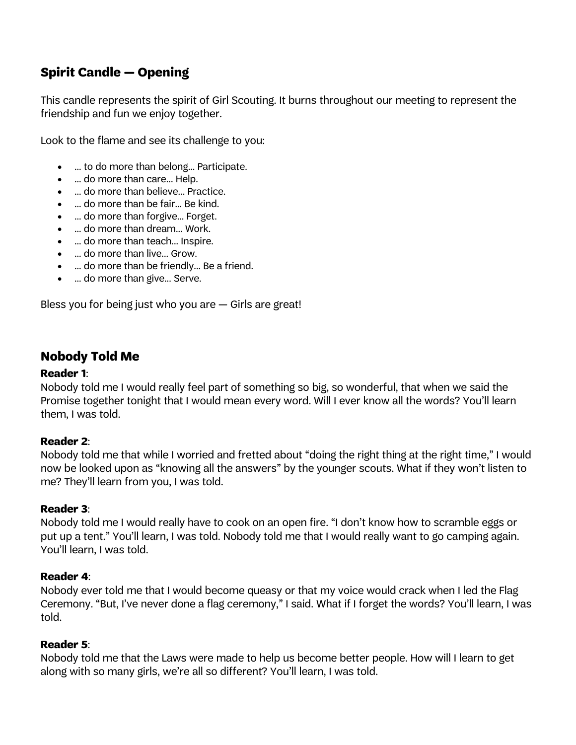## Spirit Candle — Opening

This candle represents the spirit of Girl Scouting. It burns throughout our meeting to represent the friendship and fun we enjoy together.

Look to the flame and see its challenge to you:

- … to do more than belong… Participate.
- … do more than care… Help.
- … do more than believe… Practice.
- … do more than be fair… Be kind.
- … do more than forgive… Forget.
- … do more than dream… Work.
- … do more than teach… Inspire.
- … do more than live… Grow.
- … do more than be friendly… Be a friend.
- … do more than give… Serve.

Bless you for being just who you are — Girls are great!

## Nobody Told Me

**Reader 1**:
Nobody told me I would really feel part of something so big, so wonderful, that when we said the Promise together tonight that I would mean every word. Will I ever know all the words? You'll learn them, I was told.

**Reader 2**:
Nobody told me that while I worried and fretted about "doing the right thing at the right time," I would now be looked upon as "knowing all the answers" by the younger scouts. What if they won't listen to me? They'll learn from you, I was told.

**Reader 3**:
Nobody told me I would really have to cook on an open fire. "I don't know how to scramble eggs or put up a tent." You'll learn, I was told. Nobody told me that I would really want to go camping again. You'll learn, I was told.

**Reader 4**:
Nobody ever told me that I would become queasy or that my voice would crack when I led the Flag Ceremony. "But, I've never done a flag ceremony," I said. What if I forget the words? You'll learn, I was told.

**Reader 5**:
Nobody told me that the Laws were made to help us become better people. How will I learn to get along with so many girls, we're all so different? You'll learn, I was told.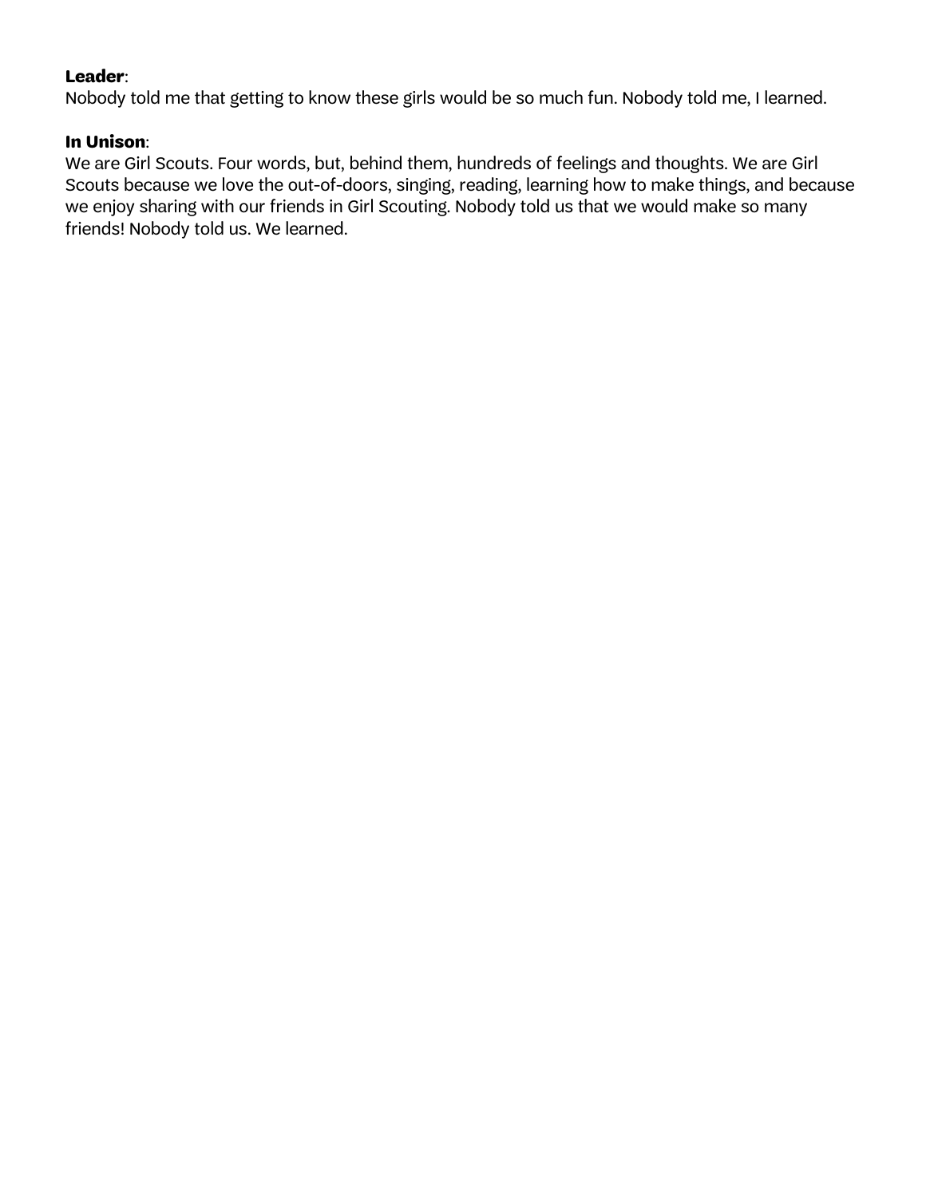**Leader**:
Nobody told me that getting to know these girls would be so much fun. Nobody told me, I learned.

**In Unison**:
We are Girl Scouts. Four words, but, behind them, hundreds of feelings and thoughts. We are Girl Scouts because we love the out-of-doors, singing, reading, learning how to make things, and because we enjoy sharing with our friends in Girl Scouting. Nobody told us that we would make so many friends! Nobody told us. We learned.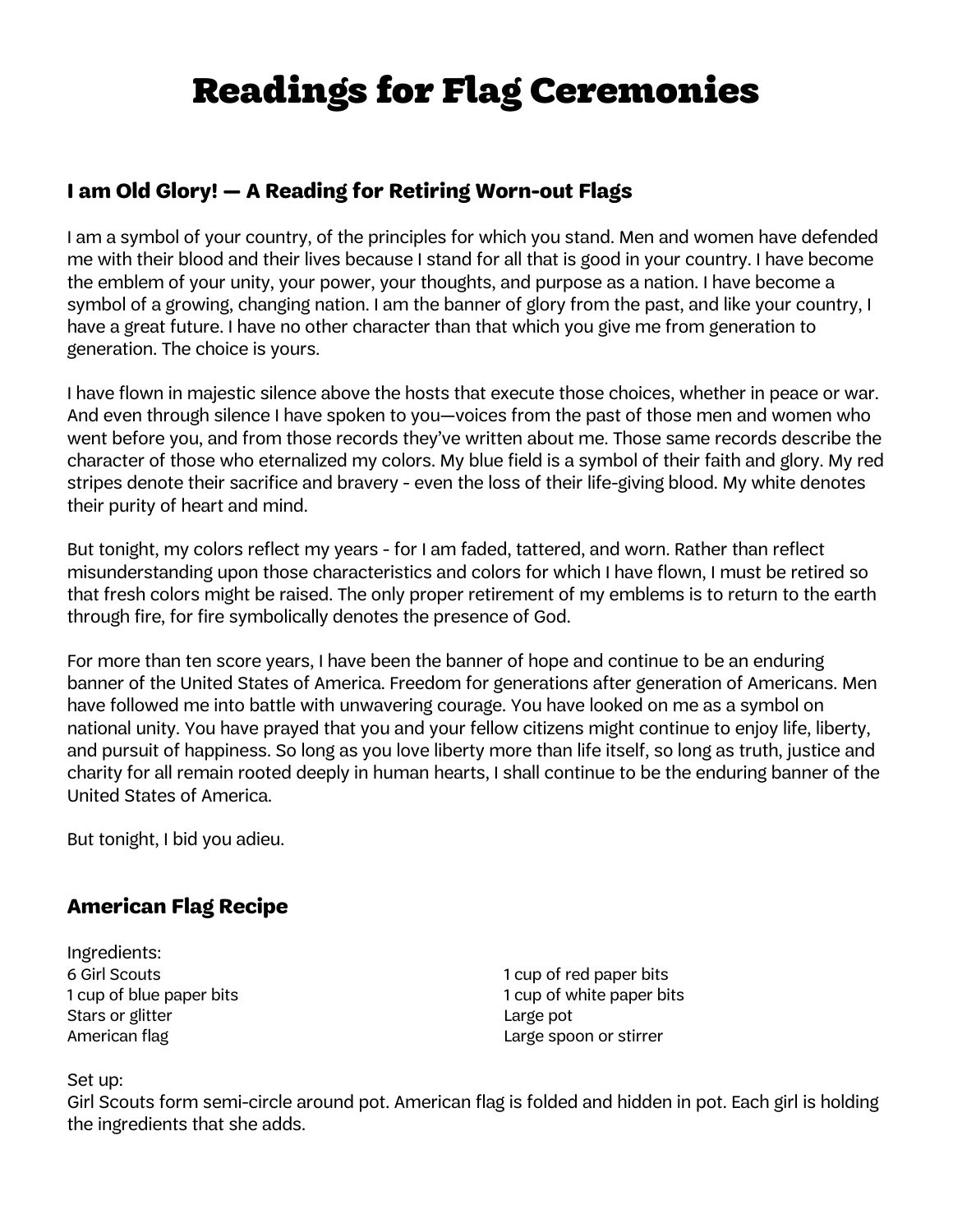# Readings for Flag Ceremonies

### I am Old Glory! — A Reading for Retiring Worn-out Flags

I am a symbol of your country, of the principles for which you stand. Men and women have defended me with their blood and their lives because I stand for all that is good in your country. I have become the emblem of your unity, your power, your thoughts, and purpose as a nation. I have become a symbol of a growing, changing nation. I am the banner of glory from the past, and like your country, I have a great future. I have no other character than that which you give me from generation to generation. The choice is yours.

I have flown in majestic silence above the hosts that execute those choices, whether in peace or war. And even through silence I have spoken to you—voices from the past of those men and women who went before you, and from those records they've written about me. Those same records describe the character of those who eternalized my colors. My blue field is a symbol of their faith and glory. My red stripes denote their sacrifice and bravery - even the loss of their life-giving blood. My white denotes their purity of heart and mind.

But tonight, my colors reflect my years - for I am faded, tattered, and worn. Rather than reflect misunderstanding upon those characteristics and colors for which I have flown, I must be retired so that fresh colors might be raised. The only proper retirement of my emblems is to return to the earth through fire, for fire symbolically denotes the presence of God.

For more than ten score years, I have been the banner of hope and continue to be an enduring banner of the United States of America. Freedom for generations after generation of Americans. Men have followed me into battle with unwavering courage. You have looked on me as a symbol on national unity. You have prayed that you and your fellow citizens might continue to enjoy life, liberty, and pursuit of happiness. So long as you love liberty more than life itself, so long as truth, justice and charity for all remain rooted deeply in human hearts, I shall continue to be the enduring banner of the United States of America.

But tonight, I bid you adieu.

### American Flag Recipe

Ingredients:

6 Girl Scouts  
1 cup of blue paper bits  
Stars or glitter  
American flag  
1 cup of red paper bits  
1 cup of white paper bits  
Large pot  
Large spoon or stirrer

Set up:  
Girl Scouts form semi-circle around pot. American flag is folded and hidden in pot. Each girl is holding the ingredients that she adds.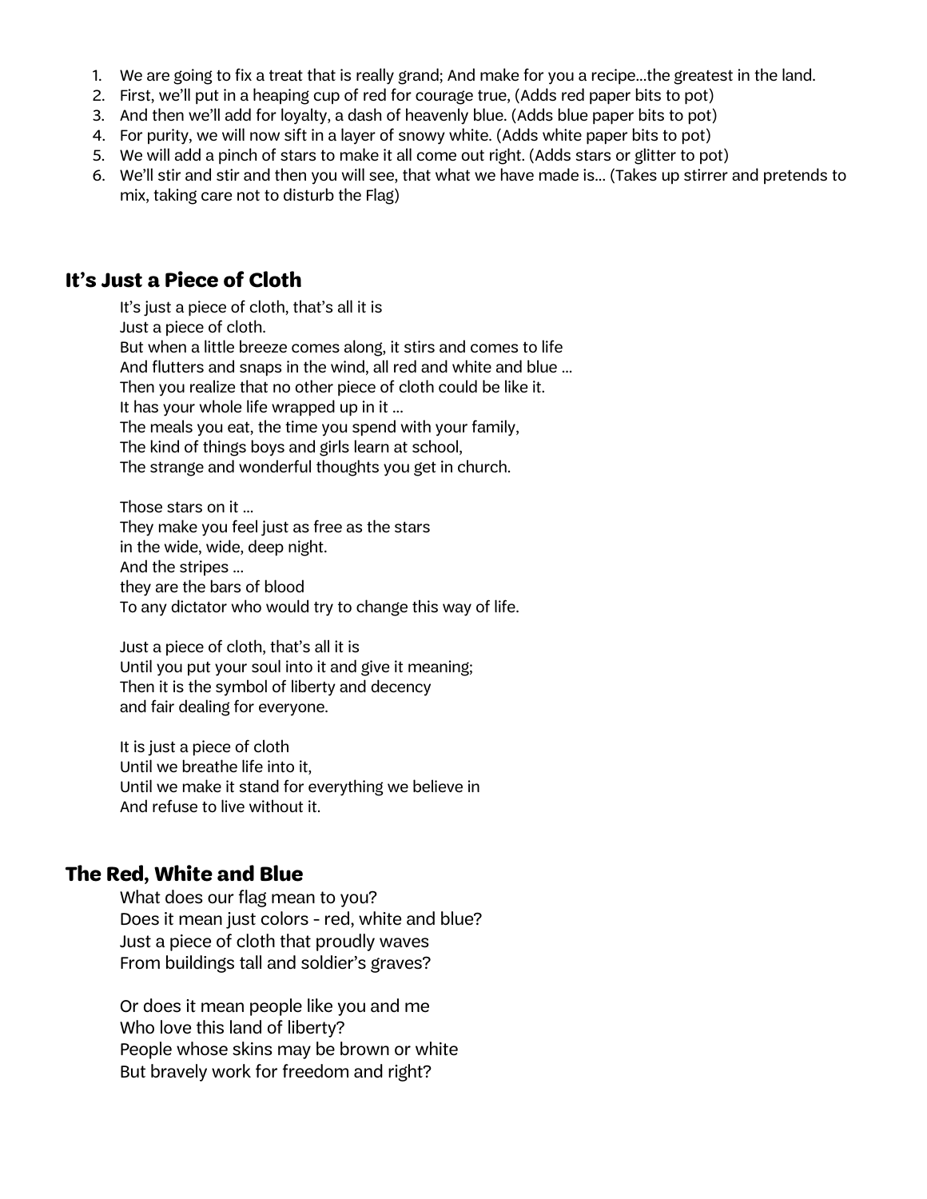1. We are going to fix a treat that is really grand; And make for you a recipe…the greatest in the land.
2. First, we'll put in a heaping cup of red for courage true, (Adds red paper bits to pot)
3. And then we'll add for loyalty, a dash of heavenly blue. (Adds blue paper bits to pot)
4. For purity, we will now sift in a layer of snowy white. (Adds white paper bits to pot)
5. We will add a pinch of stars to make it all come out right. (Adds stars or glitter to pot)
6. We'll stir and stir and then you will see, that what we have made is… (Takes up stirrer and pretends to mix, taking care not to disturb the Flag)

## It's Just a Piece of Cloth

It's just a piece of cloth, that's all it is
Just a piece of cloth.
But when a little breeze comes along, it stirs and comes to life
And flutters and snaps in the wind, all red and white and blue …
Then you realize that no other piece of cloth could be like it.
It has your whole life wrapped up in it …
The meals you eat, the time you spend with your family,
The kind of things boys and girls learn at school,
The strange and wonderful thoughts you get in church.

Those stars on it …
They make you feel just as free as the stars
in the wide, wide, deep night.
And the stripes …
they are the bars of blood
To any dictator who would try to change this way of life.

Just a piece of cloth, that's all it is
Until you put your soul into it and give it meaning;
Then it is the symbol of liberty and decency
and fair dealing for everyone.

It is just a piece of cloth
Until we breathe life into it,
Until we make it stand for everything we believe in
And refuse to live without it.

## The Red, White and Blue

What does our flag mean to you?
Does it mean just colors - red, white and blue?
Just a piece of cloth that proudly waves
From buildings tall and soldier's graves?

Or does it mean people like you and me
Who love this land of liberty?
People whose skins may be brown or white
But bravely work for freedom and right?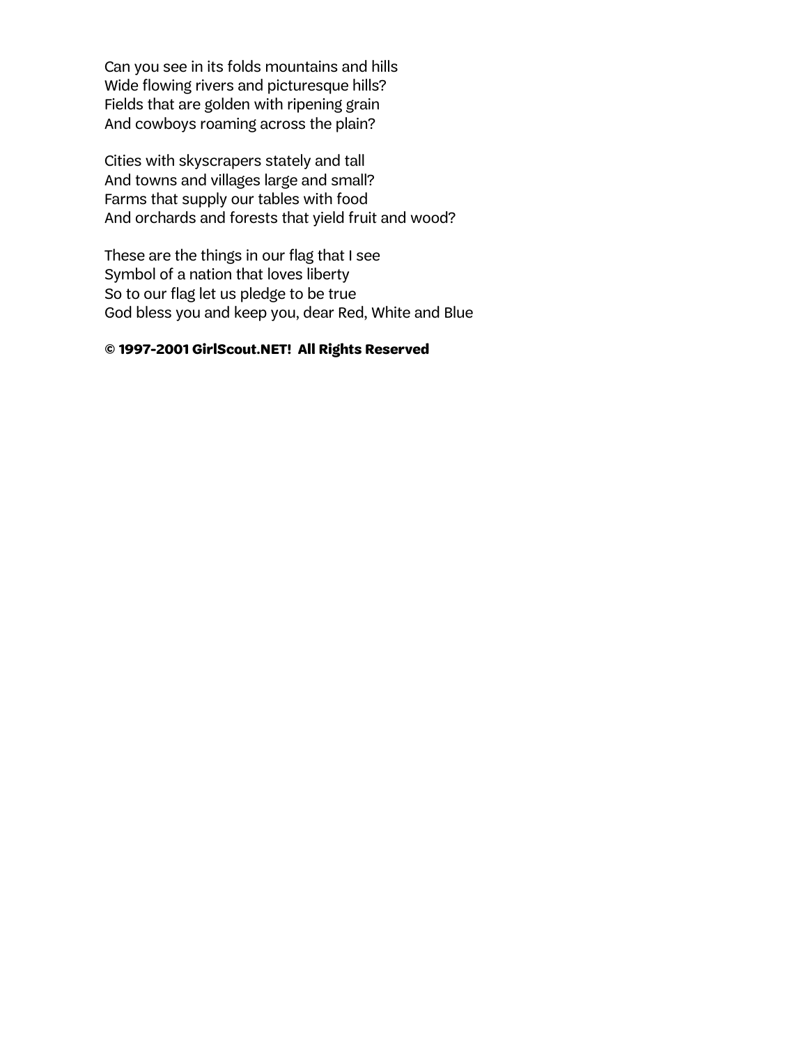Can you see in its folds mountains and hills  
Wide flowing rivers and picturesque hills?  
Fields that are golden with ripening grain  
And cowboys roaming across the plain?

Cities with skyscrapers stately and tall  
And towns and villages large and small?  
Farms that supply our tables with food  
And orchards and forests that yield fruit and wood?

These are the things in our flag that I see  
Symbol of a nation that loves liberty  
So to our flag let us pledge to be true  
God bless you and keep you, dear Red, White and Blue

**© 1997-2001 GirlScout.NET!  All Rights Reserved**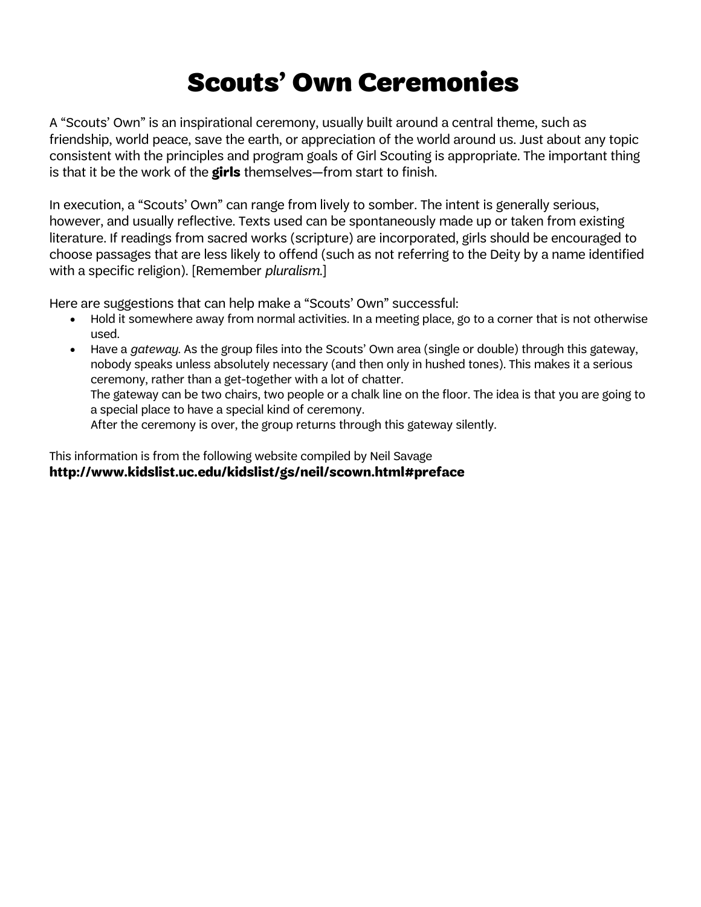# Scouts' Own Ceremonies

A "Scouts' Own" is an inspirational ceremony, usually built around a central theme, such as friendship, world peace, save the earth, or appreciation of the world around us. Just about any topic consistent with the principles and program goals of Girl Scouting is appropriate. The important thing is that it be the work of the **girls** themselves—from start to finish.

In execution, a "Scouts' Own" can range from lively to somber. The intent is generally serious, however, and usually reflective. Texts used can be spontaneously made up or taken from existing literature. If readings from sacred works (scripture) are incorporated, girls should be encouraged to choose passages that are less likely to offend (such as not referring to the Deity by a name identified with a specific religion). [Remember *pluralism*.]

Here are suggestions that can help make a "Scouts' Own" successful:

- Hold it somewhere away from normal activities. In a meeting place, go to a corner that is not otherwise used.
- Have a *gateway*. As the group files into the Scouts' Own area (single or double) through this gateway, nobody speaks unless absolutely necessary (and then only in hushed tones). This makes it a serious ceremony, rather than a get-together with a lot of chatter.
  The gateway can be two chairs, two people or a chalk line on the floor. The idea is that you are going to a special place to have a special kind of ceremony.
  After the ceremony is over, the group returns through this gateway silently.

This information is from the following website compiled by Neil Savage
**http://www.kidslist.uc.edu/kidslist/gs/neil/scown.html#preface**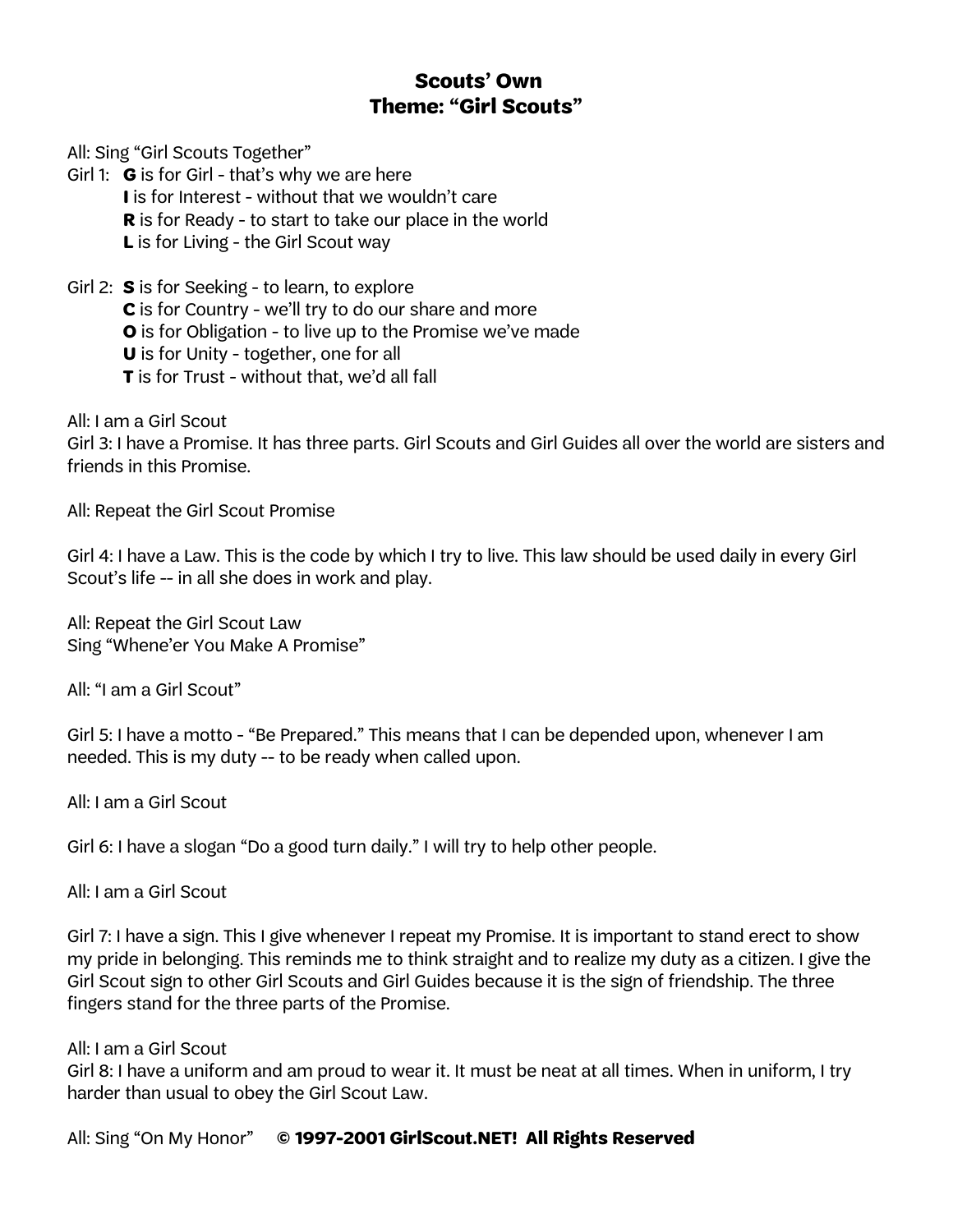# Scouts' Own
## Theme: "Girl Scouts"

All: Sing "Girl Scouts Together"

Girl 1: **G** is for Girl - that's why we are here
**I** is for Interest - without that we wouldn't care
**R** is for Ready - to start to take our place in the world
**L** is for Living - the Girl Scout way

Girl 2: **S** is for Seeking - to learn, to explore
**C** is for Country - we'll try to do our share and more
**O** is for Obligation - to live up to the Promise we've made
**U** is for Unity - together, one for all
**T** is for Trust - without that, we'd all fall

All: I am a Girl Scout
Girl 3: I have a Promise. It has three parts. Girl Scouts and Girl Guides all over the world are sisters and friends in this Promise.

All: Repeat the Girl Scout Promise

Girl 4: I have a Law. This is the code by which I try to live. This law should be used daily in every Girl Scout's life -- in all she does in work and play.

All: Repeat the Girl Scout Law
Sing "Whene'er You Make A Promise"

All: "I am a Girl Scout"

Girl 5: I have a motto - "Be Prepared." This means that I can be depended upon, whenever I am needed. This is my duty -- to be ready when called upon.

All: I am a Girl Scout

Girl 6: I have a slogan "Do a good turn daily." I will try to help other people.

All: I am a Girl Scout

Girl 7: I have a sign. This I give whenever I repeat my Promise. It is important to stand erect to show my pride in belonging. This reminds me to think straight and to realize my duty as a citizen. I give the Girl Scout sign to other Girl Scouts and Girl Guides because it is the sign of friendship. The three fingers stand for the three parts of the Promise.

All: I am a Girl Scout
Girl 8: I have a uniform and am proud to wear it. It must be neat at all times. When in uniform, I try harder than usual to obey the Girl Scout Law.

All: Sing "On My Honor" **© 1997-2001 GirlScout.NET! All Rights Reserved**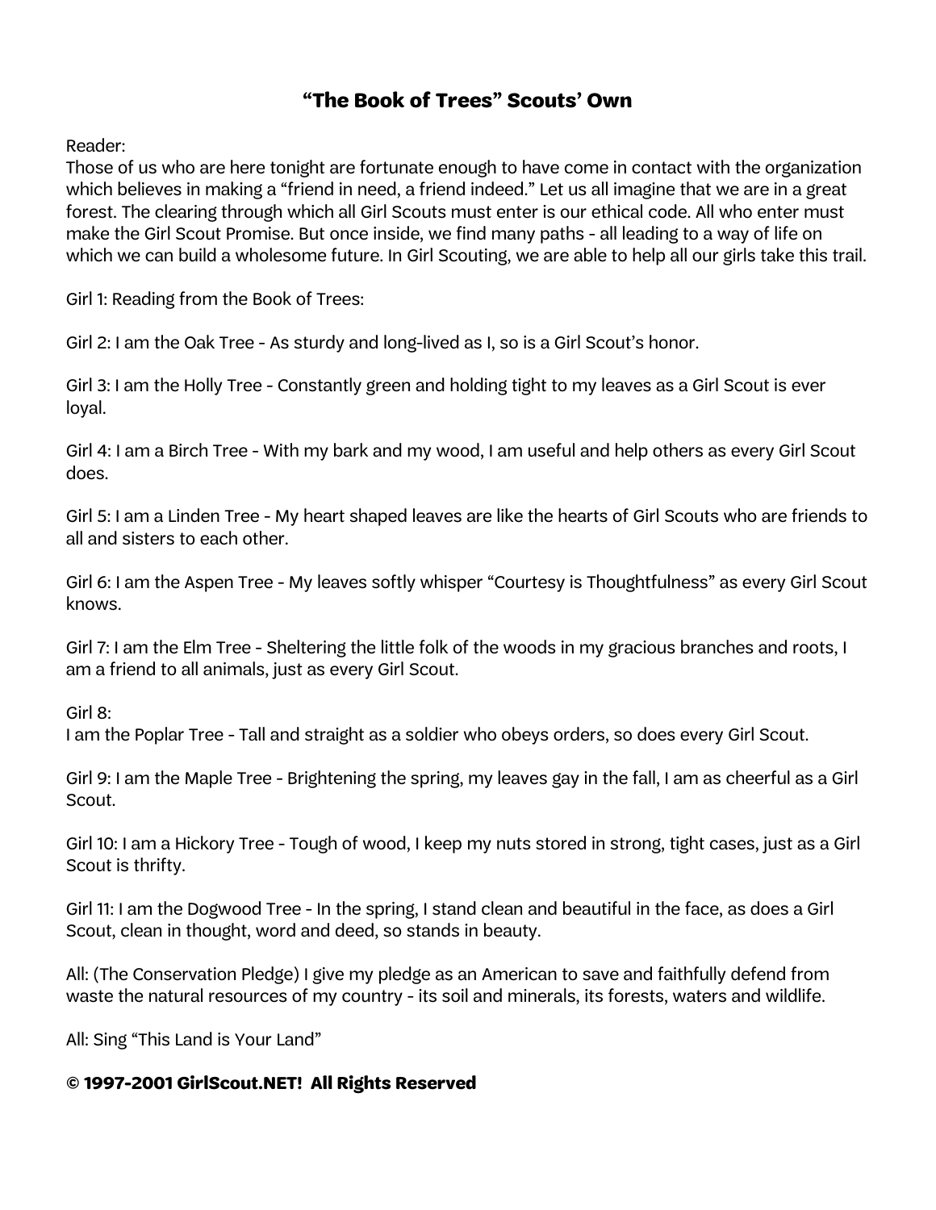# "The Book of Trees" Scouts' Own

Reader:
Those of us who are here tonight are fortunate enough to have come in contact with the organization which believes in making a "friend in need, a friend indeed." Let us all imagine that we are in a great forest. The clearing through which all Girl Scouts must enter is our ethical code. All who enter must make the Girl Scout Promise. But once inside, we find many paths - all leading to a way of life on which we can build a wholesome future. In Girl Scouting, we are able to help all our girls take this trail.

Girl 1: Reading from the Book of Trees:

Girl 2: I am the Oak Tree - As sturdy and long-lived as I, so is a Girl Scout's honor.

Girl 3: I am the Holly Tree - Constantly green and holding tight to my leaves as a Girl Scout is ever loyal.

Girl 4: I am a Birch Tree - With my bark and my wood, I am useful and help others as every Girl Scout does.

Girl 5: I am a Linden Tree - My heart shaped leaves are like the hearts of Girl Scouts who are friends to all and sisters to each other.

Girl 6: I am the Aspen Tree - My leaves softly whisper "Courtesy is Thoughtfulness" as every Girl Scout knows.

Girl 7: I am the Elm Tree - Sheltering the little folk of the woods in my gracious branches and roots, I am a friend to all animals, just as every Girl Scout.

Girl 8:
I am the Poplar Tree - Tall and straight as a soldier who obeys orders, so does every Girl Scout.

Girl 9: I am the Maple Tree - Brightening the spring, my leaves gay in the fall, I am as cheerful as a Girl Scout.

Girl 10: I am a Hickory Tree - Tough of wood, I keep my nuts stored in strong, tight cases, just as a Girl Scout is thrifty.

Girl 11: I am the Dogwood Tree - In the spring, I stand clean and beautiful in the face, as does a Girl Scout, clean in thought, word and deed, so stands in beauty.

All: (The Conservation Pledge) I give my pledge as an American to save and faithfully defend from waste the natural resources of my country - its soil and minerals, its forests, waters and wildlife.

All: Sing "This Land is Your Land"

**© 1997-2001 GirlScout.NET! All Rights Reserved**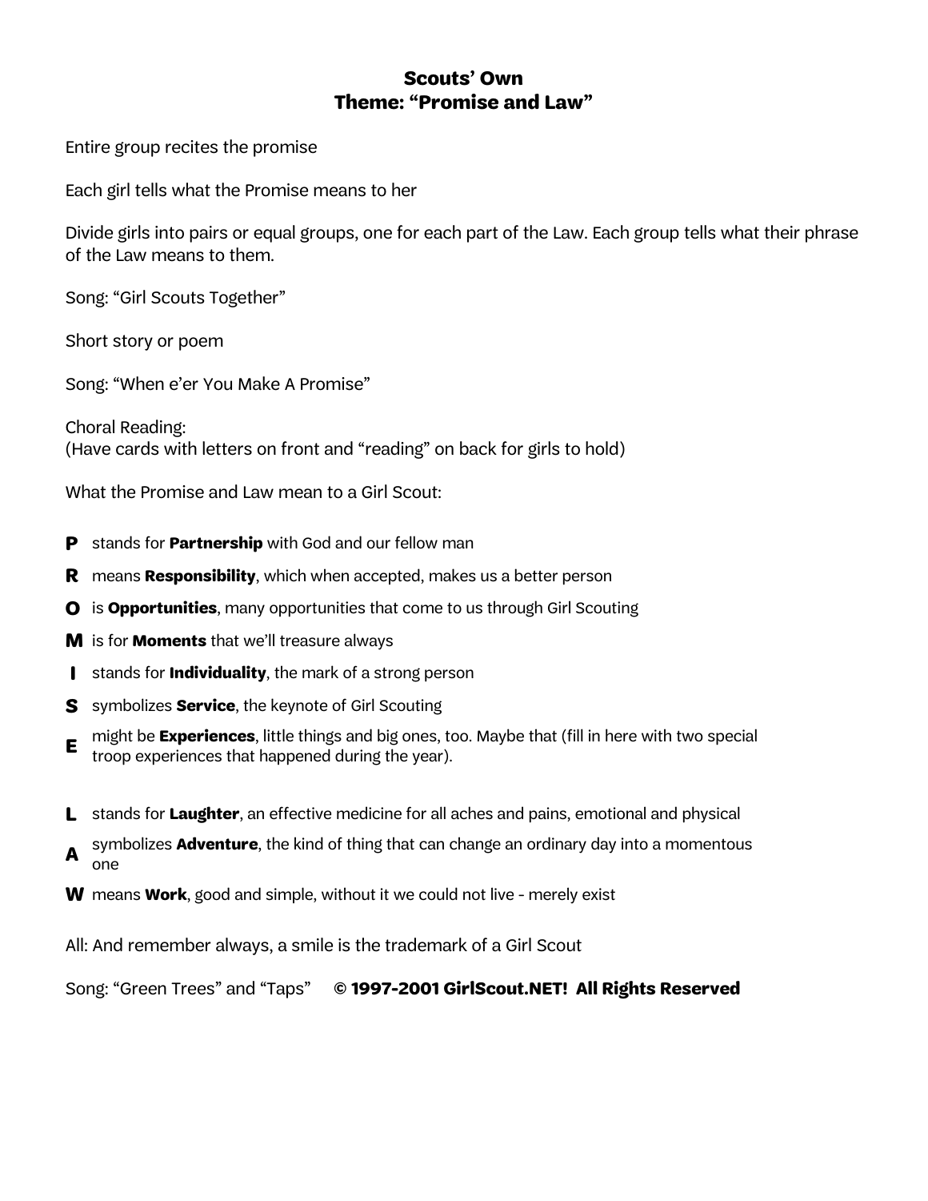# Scouts' Own
## Theme: "Promise and Law"

Entire group recites the promise

Each girl tells what the Promise means to her

Divide girls into pairs or equal groups, one for each part of the Law. Each group tells what their phrase of the Law means to them.

Song: "Girl Scouts Together"

Short story or poem

Song: "When e'er You Make A Promise"

Choral Reading:
(Have cards with letters on front and "reading" on back for girls to hold)

What the Promise and Law mean to a Girl Scout:

**P** stands for **Partnership** with God and our fellow man

**R** means **Responsibility**, which when accepted, makes us a better person

**O** is **Opportunities**, many opportunities that come to us through Girl Scouting

**M** is for **Moments** that we'll treasure always

**I** stands for **Individuality**, the mark of a strong person

**S** symbolizes **Service**, the keynote of Girl Scouting

**E** might be **Experiences**, little things and big ones, too. Maybe that (fill in here with two special troop experiences that happened during the year).

**L** stands for **Laughter**, an effective medicine for all aches and pains, emotional and physical

**A** symbolizes **Adventure**, the kind of thing that can change an ordinary day into a momentous one

**W** means **Work**, good and simple, without it we could not live - merely exist

All: And remember always, a smile is the trademark of a Girl Scout

Song: "Green Trees" and "Taps" **© 1997-2001 GirlScout.NET! All Rights Reserved**